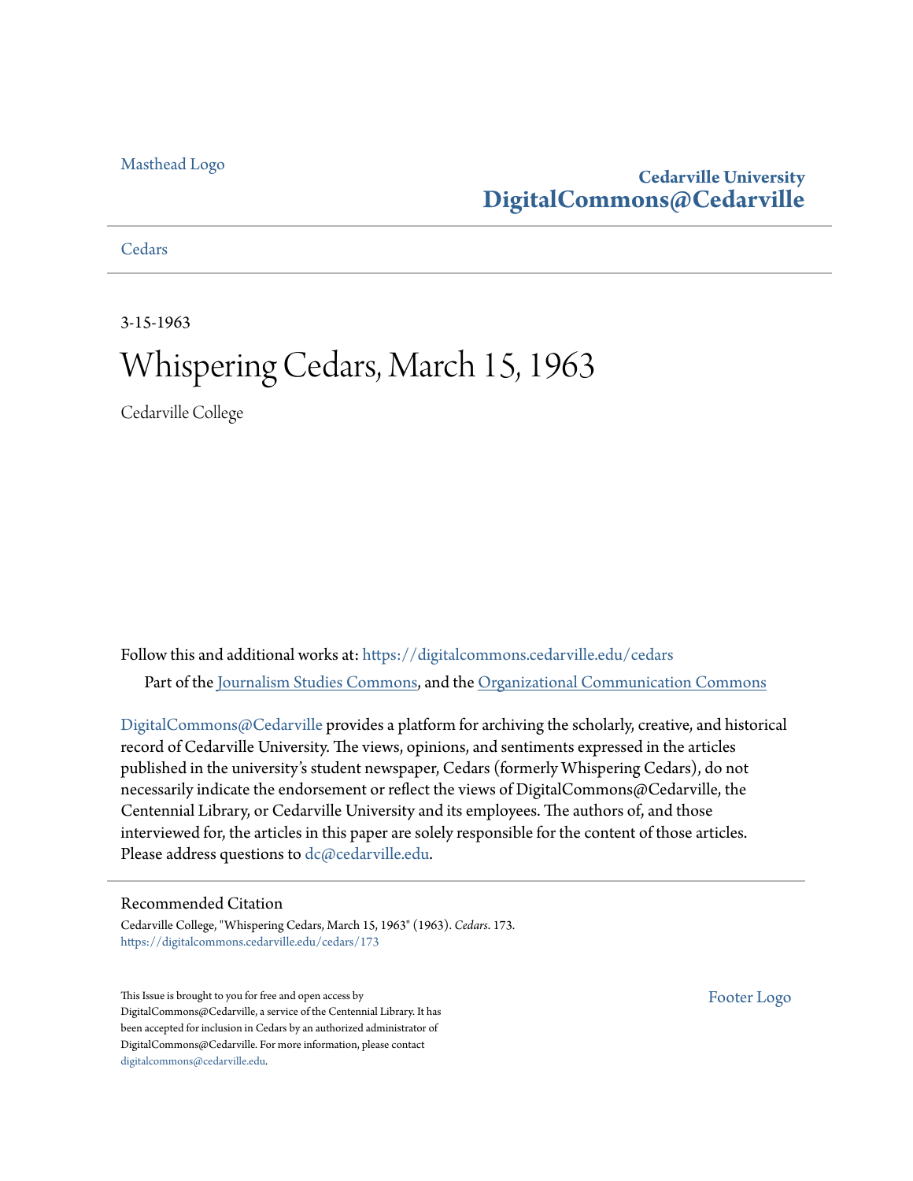Masthead Logo

**Cedarville University**
**DigitalCommons@Cedarville**

Cedars

3-15-1963

# Whispering Cedars, March 15, 1963

Cedarville College

Follow this and additional works at: https://digitalcommons.cedarville.edu/cedars

Part of the Journalism Studies Commons, and the Organizational Communication Commons

DigitalCommons@Cedarville provides a platform for archiving the scholarly, creative, and historical record of Cedarville University. The views, opinions, and sentiments expressed in the articles published in the university's student newspaper, Cedars (formerly Whispering Cedars), do not necessarily indicate the endorsement or reflect the views of DigitalCommons@Cedarville, the Centennial Library, or Cedarville University and its employees. The authors of, and those interviewed for, the articles in this paper are solely responsible for the content of those articles. Please address questions to dc@cedarville.edu.

## Recommended Citation

Cedarville College, "Whispering Cedars, March 15, 1963" (1963). *Cedars*. 173.
https://digitalcommons.cedarville.edu/cedars/173

This Issue is brought to you for free and open access by DigitalCommons@Cedarville, a service of the Centennial Library. It has been accepted for inclusion in Cedars by an authorized administrator of DigitalCommons@Cedarville. For more information, please contact digitalcommons@cedarville.edu.

Footer Logo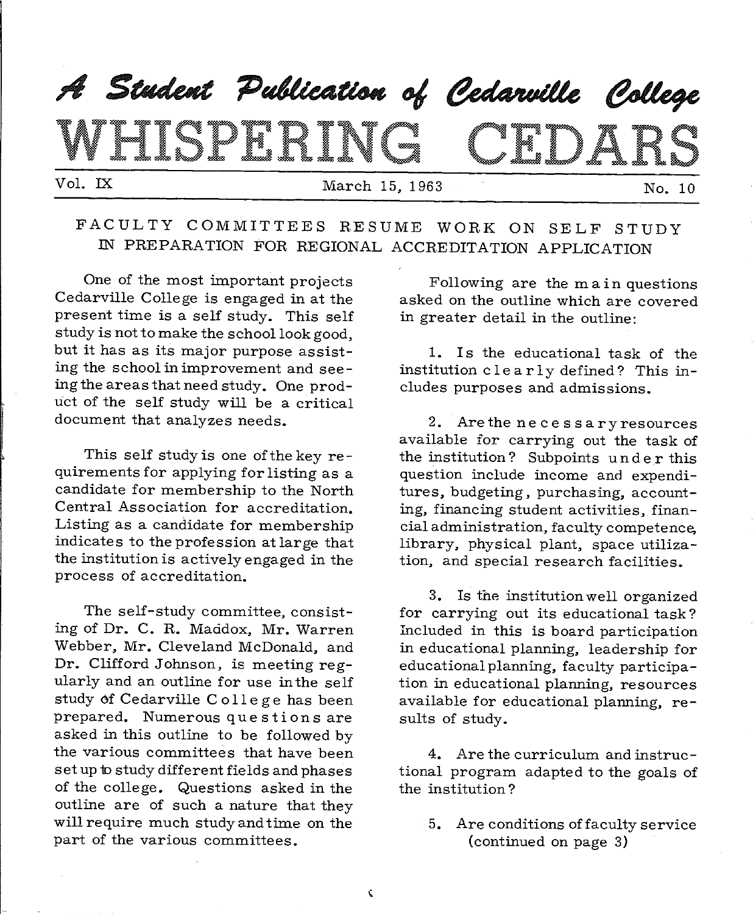# A Student Publication of Cedarville College

# WHISPERING CEDARS

Vol. IX | March 15, 1963 | No. 10

## FACULTY COMMITTEES RESUME WORK ON SELF STUDY IN PREPARATION FOR REGIONAL ACCREDITATION APPLICATION

One of the most important projects Cedarville College is engaged in at the present time is a self study. This self study is not to make the school look good, but it has as its major purpose assisting the school in improvement and seeing the areas that need study. One product of the self study will be a critical document that analyzes needs.

This self study is one of the key requirements for applying for listing as a candidate for membership to the North Central Association for accreditation. Listing as a candidate for membership indicates to the profession at large that the institution is actively engaged in the process of accreditation.

The self-study committee, consisting of Dr. C. R. Maddox, Mr. Warren Webber, Mr. Cleveland McDonald, and Dr. Clifford Johnson, is meeting regularly and an outline for use in the self study of Cedarville College has been prepared. Numerous questions are asked in this outline to be followed by the various committees that have been set up to study different fields and phases of the college. Questions asked in the outline are of such a nature that they will require much study and time on the part of the various committees.

Following are the main questions asked on the outline which are covered in greater detail in the outline:

1. Is the educational task of the institution clearly defined? This includes purposes and admissions.

2. Are the necessary resources available for carrying out the task of the institution? Subpoints under this question include income and expenditures, budgeting, purchasing, accounting, financing student activities, financial administration, faculty competence, library, physical plant, space utilization, and special research facilities.

3. Is the institution well organized for carrying out its educational task? Included in this is board participation in educational planning, leadership for educational planning, faculty participation in educational planning, resources available for educational planning, results of study.

4. Are the curriculum and instructional program adapted to the goals of the institution?

5. Are conditions of faculty service (continued on page 3)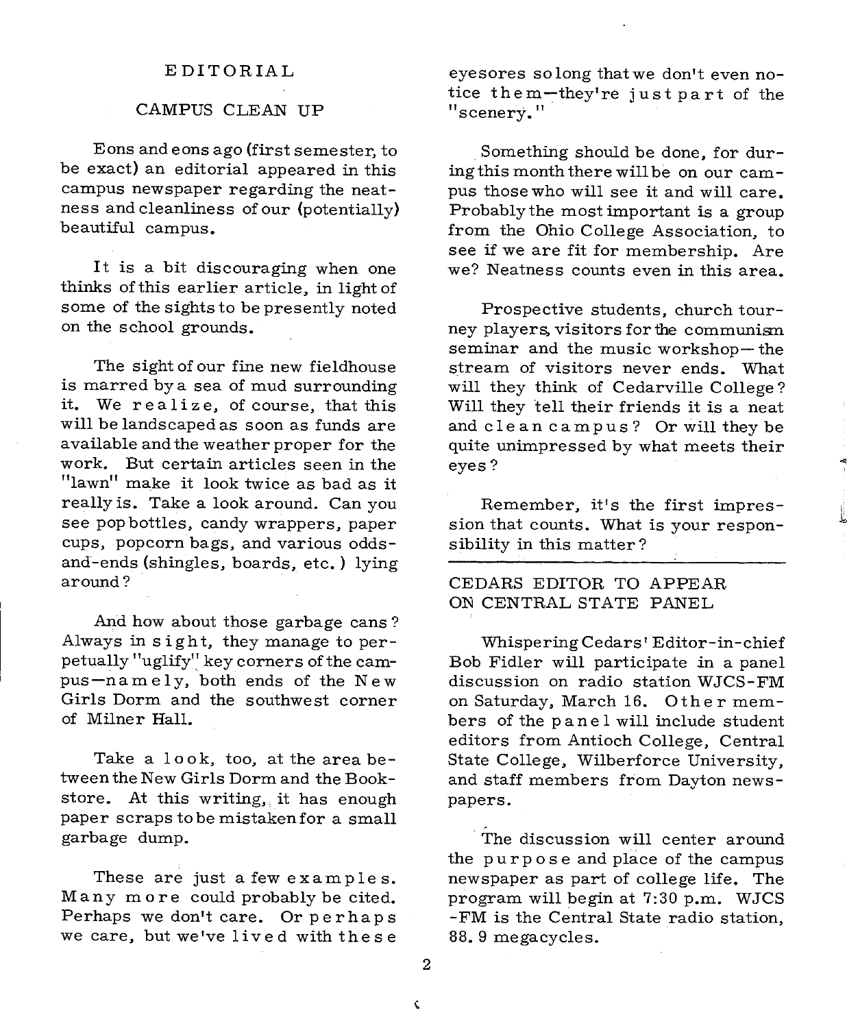## EDITORIAL

### CAMPUS CLEAN UP

Eons and eons ago (first semester, to be exact) an editorial appeared in this campus newspaper regarding the neatness and cleanliness of our (potentially) beautiful campus.

It is a bit discouraging when one thinks of this earlier article, in light of some of the sights to be presently noted on the school grounds.

The sight of our fine new fieldhouse is marred by a sea of mud surrounding it. We realize, of course, that this will be landscaped as soon as funds are available and the weather proper for the work. But certain articles seen in the "lawn" make it look twice as bad as it really is. Take a look around. Can you see pop bottles, candy wrappers, paper cups, popcorn bags, and various odds-and-ends (shingles, boards, etc.) lying around?

And how about those garbage cans? Always in sight, they manage to perpetually "uglify" key corners of the campus—namely, both ends of the New Girls Dorm and the southwest corner of Milner Hall.

Take a look, too, at the area between the New Girls Dorm and the Bookstore. At this writing, it has enough paper scraps to be mistaken for a small garbage dump.

These are just a few examples. Many more could probably be cited. Perhaps we don't care. Or perhaps we care, but we've lived with these eyesores so long that we don't even notice them—they're just part of the "scenery."

Something should be done, for during this month there will be on our campus those who will see it and will care. Probably the most important is a group from the Ohio College Association, to see if we are fit for membership. Are we? Neatness counts even in this area.

Prospective students, church tourney players, visitors for the communism seminar and the music workshop—the stream of visitors never ends. What will they think of Cedarville College? Will they tell their friends it is a neat and clean campus? Or will they be quite unimpressed by what meets their eyes?

Remember, it's the first impression that counts. What is your responsibility in this matter?

---

### CEDARS EDITOR TO APPEAR ON CENTRAL STATE PANEL

Whispering Cedars' Editor-in-chief Bob Fidler will participate in a panel discussion on radio station WJCS-FM on Saturday, March 16. Other members of the panel will include student editors from Antioch College, Central State College, Wilberforce University, and staff members from Dayton newspapers.

The discussion will center around the purpose and place of the campus newspaper as part of college life. The program will begin at 7:30 p.m. WJCS-FM is the Central State radio station, 88.9 megacycles.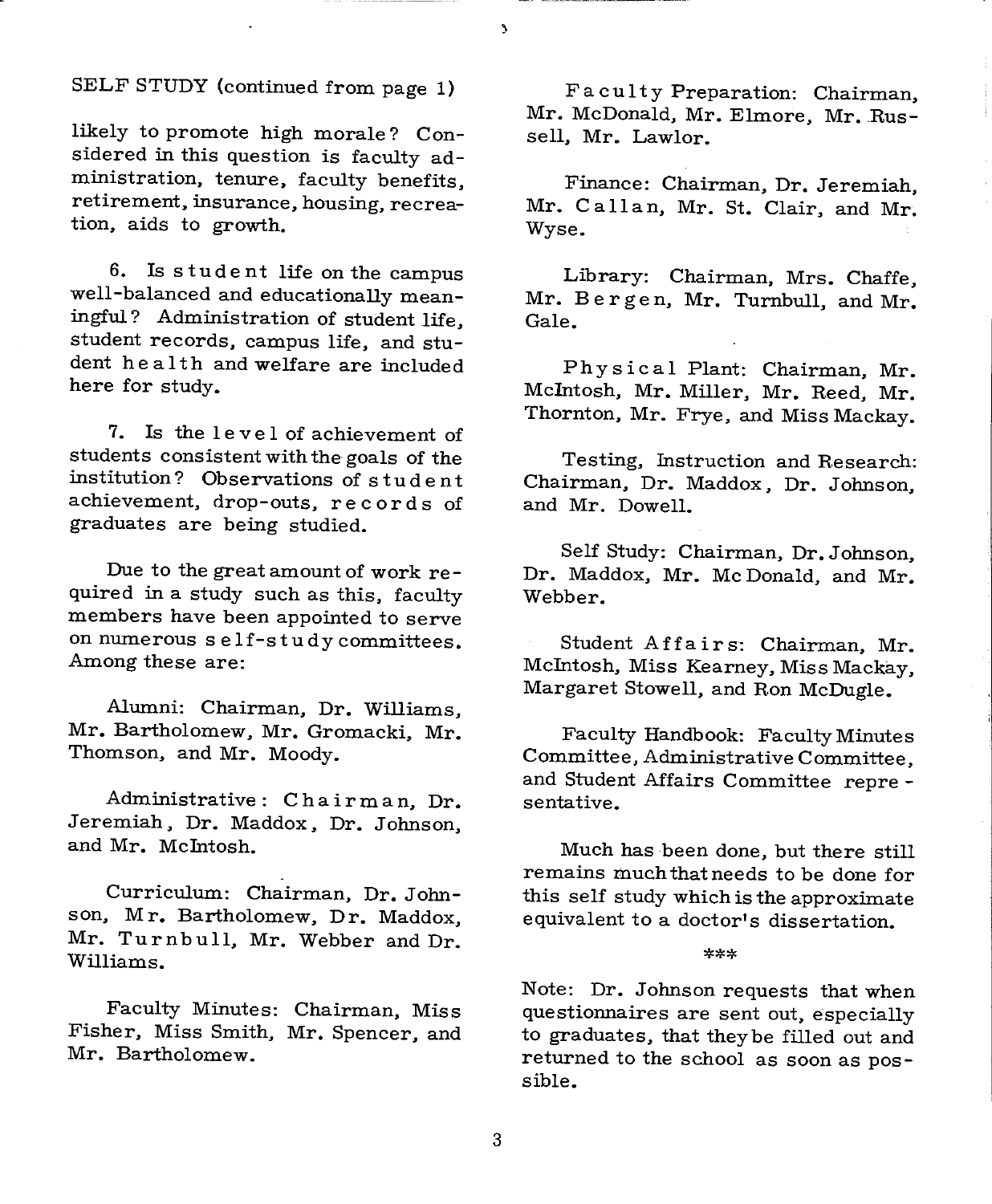SELF STUDY (continued from page 1)

likely to promote high morale? Considered in this question is faculty administration, tenure, faculty benefits, retirement, insurance, housing, recreation, aids to growth.

6. Is student life on the campus well-balanced and educationally meaningful? Administration of student life, student records, campus life, and student health and welfare are included here for study.

7. Is the level of achievement of students consistent with the goals of the institution? Observations of student achievement, drop-outs, records of graduates are being studied.

Due to the great amount of work required in a study such as this, faculty members have been appointed to serve on numerous self-study committees. Among these are:

Alumni: Chairman, Dr. Williams, Mr. Bartholomew, Mr. Gromacki, Mr. Thomson, and Mr. Moody.

Administrative: Chairman, Dr. Jeremiah, Dr. Maddox, Dr. Johnson, and Mr. McIntosh.

Curriculum: Chairman, Dr. Johnson, Mr. Bartholomew, Dr. Maddox, Mr. Turnbull, Mr. Webber and Dr. Williams.

Faculty Minutes: Chairman, Miss Fisher, Miss Smith, Mr. Spencer, and Mr. Bartholomew.

Faculty Preparation: Chairman, Mr. McDonald, Mr. Elmore, Mr. Russell, Mr. Lawlor.

Finance: Chairman, Dr. Jeremiah, Mr. Callan, Mr. St. Clair, and Mr. Wyse.

Library: Chairman, Mrs. Chaffe, Mr. Bergen, Mr. Turnbull, and Mr. Gale.

Physical Plant: Chairman, Mr. McIntosh, Mr. Miller, Mr. Reed, Mr. Thornton, Mr. Frye, and Miss Mackay.

Testing, Instruction and Research: Chairman, Dr. Maddox, Dr. Johnson, and Mr. Dowell.

Self Study: Chairman, Dr. Johnson, Dr. Maddox, Mr. Mc Donald, and Mr. Webber.

Student Affairs: Chairman, Mr. McIntosh, Miss Kearney, Miss Mackay, Margaret Stowell, and Ron McDugle.

Faculty Handbook: Faculty Minutes Committee, Administrative Committee, and Student Affairs Committee representative.

Much has been done, but there still remains much that needs to be done for this self study which is the approximate equivalent to a doctor's dissertation.

***

Note: Dr. Johnson requests that when questionnaires are sent out, especially to graduates, that they be filled out and returned to the school as soon as possible.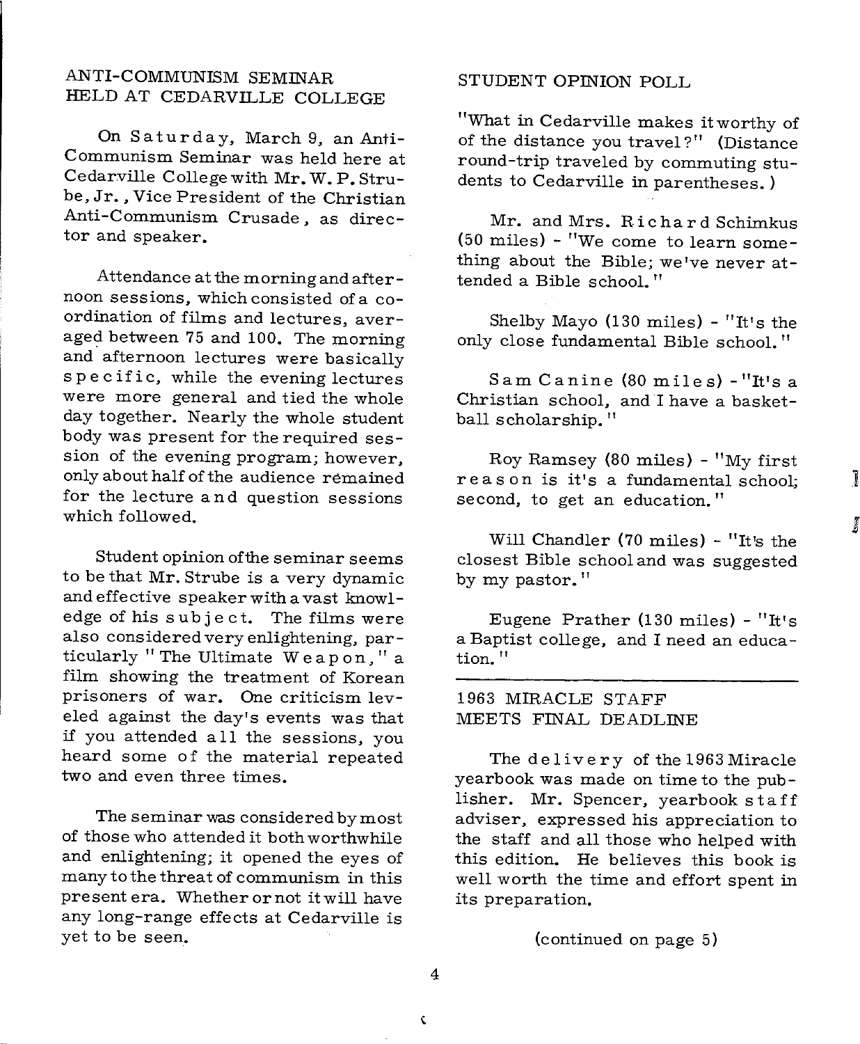## ANTI-COMMUNISM SEMINAR HELD AT CEDARVILLE COLLEGE

On Saturday, March 9, an Anti-Communism Seminar was held here at Cedarville College with Mr. W. P. Strube, Jr., Vice President of the Christian Anti-Communism Crusade, as director and speaker.

Attendance at the morning and afternoon sessions, which consisted of a coordination of films and lectures, averaged between 75 and 100. The morning and afternoon lectures were basically specific, while the evening lectures were more general and tied the whole day together. Nearly the whole student body was present for the required session of the evening program; however, only about half of the audience remained for the lecture and question sessions which followed.

Student opinion of the seminar seems to be that Mr. Strube is a very dynamic and effective speaker with a vast knowledge of his subject. The films were also considered very enlightening, particularly "The Ultimate Weapon," a film showing the treatment of Korean prisoners of war. One criticism leveled against the day's events was that if you attended all the sessions, you heard some of the material repeated two and even three times.

The seminar was considered by most of those who attended it both worthwhile and enlightening; it opened the eyes of many to the threat of communism in this present era. Whether or not it will have any long-range effects at Cedarville is yet to be seen.

## STUDENT OPINION POLL

"What in Cedarville makes it worthy of of the distance you travel?" (Distance round-trip traveled by commuting students to Cedarville in parentheses.)

Mr. and Mrs. Richard Schimkus (50 miles) - "We come to learn something about the Bible; we've never attended a Bible school."

Shelby Mayo (130 miles) - "It's the only close fundamental Bible school."

Sam Canine (80 miles) - "It's a Christian school, and I have a basketball scholarship."

Roy Ramsey (80 miles) - "My first reason is it's a fundamental school; second, to get an education."

Will Chandler (70 miles) - "It's the closest Bible school and was suggested by my pastor."

Eugene Prather (130 miles) - "It's a Baptist college, and I need an education."

---

## 1963 MIRACLE STAFF MEETS FINAL DEADLINE

The delivery of the 1963 Miracle yearbook was made on time to the publisher. Mr. Spencer, yearbook staff adviser, expressed his appreciation to the staff and all those who helped with this edition. He believes this book is well worth the time and effort spent in its preparation.

(continued on page 5)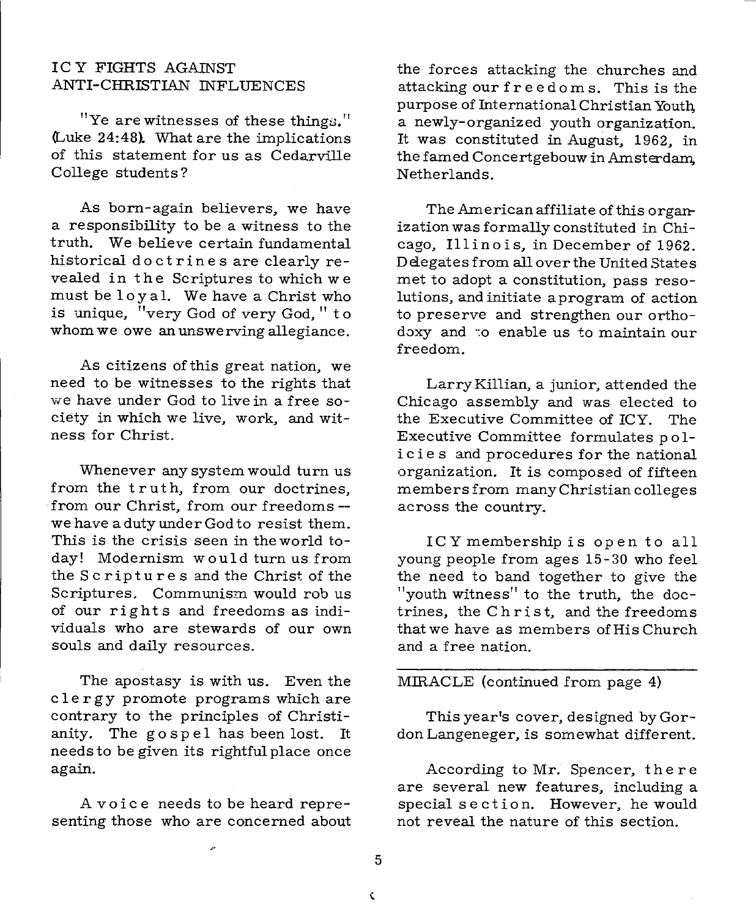## ICY FIGHTS AGAINST ANTI-CHRISTIAN INFLUENCES

"Ye are witnesses of these things." (Luke 24:48). What are the implications of this statement for us as Cedarville College students?

As born-again believers, we have a responsibility to be a witness to the truth. We believe certain fundamental historical doctrines are clearly revealed in the Scriptures to which we must be loyal. We have a Christ who is unique, "very God of very God," to whom we owe an unswerving allegiance.

As citizens of this great nation, we need to be witnesses to the rights that we have under God to live in a free society in which we live, work, and witness for Christ.

Whenever any system would turn us from the truth, from our doctrines, from our Christ, from our freedoms -- we have a duty under God to resist them. This is the crisis seen in the world today! Modernism would turn us from the Scriptures and the Christ of the Scriptures. Communism would rob us of our rights and freedoms as individuals who are stewards of our own souls and daily resources.

The apostasy is with us. Even the clergy promote programs which are contrary to the principles of Christianity. The gospel has been lost. It needs to be given its rightful place once again.

A voice needs to be heard representing those who are concerned about the forces attacking the churches and attacking our freedoms. This is the purpose of International Christian Youth, a newly-organized youth organization. It was constituted in August, 1962, in the famed Concertgebouw in Amsterdam, Netherlands.

The American affiliate of this organization was formally constituted in Chicago, Illinois, in December of 1962. Delegates from all over the United States met to adopt a constitution, pass resolutions, and initiate a program of action to preserve and strengthen our orthodoxy and to enable us to maintain our freedom.

Larry Killian, a junior, attended the Chicago assembly and was elected to the Executive Committee of ICY. The Executive Committee formulates policies and procedures for the national organization. It is composed of fifteen members from many Christian colleges across the country.

ICY membership is open to all young people from ages 15-30 who feel the need to band together to give the "youth witness" to the truth, the doctrines, the Christ, and the freedoms that we have as members of His Church and a free nation.

---

MIRACLE (continued from page 4)

This year's cover, designed by Gordon Langeneger, is somewhat different.

According to Mr. Spencer, there are several new features, including a special section. However, he would not reveal the nature of this section.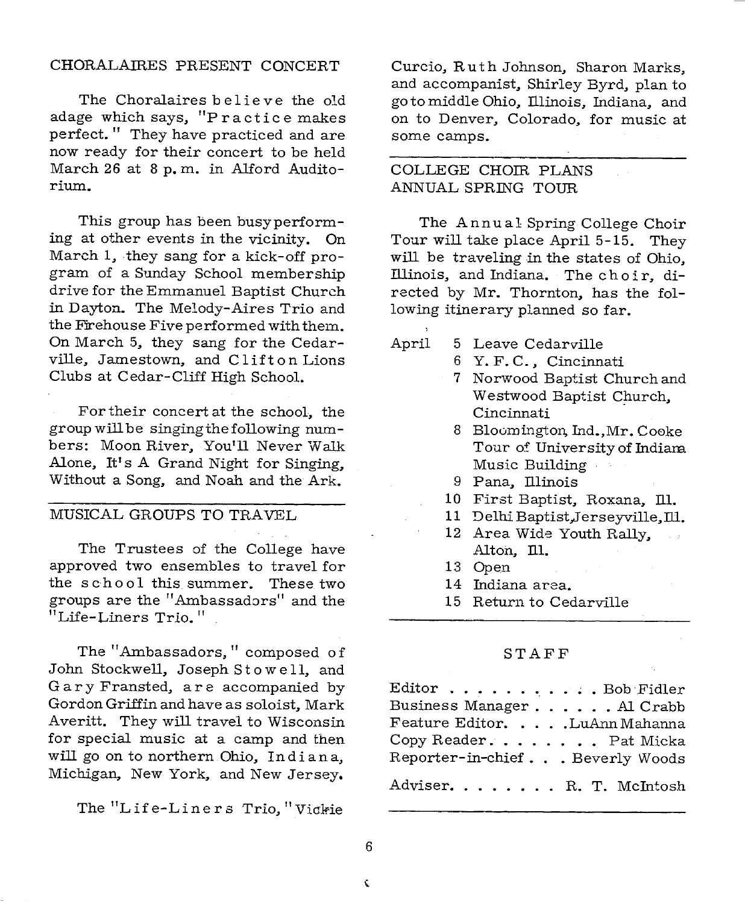## CHORALAIRES PRESENT CONCERT

The Choralaires believe the old adage which says, "Practice makes perfect." They have practiced and are now ready for their concert to be held March 26 at 8 p.m. in Alford Auditorium.

This group has been busy performing at other events in the vicinity. On March 1, they sang for a kick-off program of a Sunday School membership drive for the Emmanuel Baptist Church in Dayton. The Melody-Aires Trio and the Firehouse Five performed with them. On March 5, they sang for the Cedarville, Jamestown, and Clifton Lions Clubs at Cedar-Cliff High School.

For their concert at the school, the group will be singing the following numbers: Moon River, You'll Never Walk Alone, It's A Grand Night for Singing, Without a Song, and Noah and the Ark.

---

## MUSICAL GROUPS TO TRAVEL

The Trustees of the College have approved two ensembles to travel for the school this summer. These two groups are the "Ambassadors" and the "Life-Liners Trio."

The "Ambassadors," composed of John Stockwell, Joseph Stowell, and Gary Fransted, are accompanied by Gordon Griffin and have as soloist, Mark Averitt. They will travel to Wisconsin for special music at a camp and then will go on to northern Ohio, Indiana, Michigan, New York, and New Jersey.

The "Life-Liners Trio," Vickie Curcio, Ruth Johnson, Sharon Marks, and accompanist, Shirley Byrd, plan to go to middle Ohio, Illinois, Indiana, and on to Denver, Colorado, for music at some camps.

---

## COLLEGE CHOIR PLANS ANNUAL SPRING TOUR

The Annual Spring College Choir Tour will take place April 5-15. They will be traveling in the states of Ohio, Illinois, and Indiana. The choir, directed by Mr. Thornton, has the following itinerary planned so far.

April
- 5 Leave Cedarville
- 6 Y. F. C., Cincinnati
- 7 Norwood Baptist Church and Westwood Baptist Church, Cincinnati
- 8 Bloomington, Ind., Mr. Cooke Tour of University of Indiana Music Building
- 9 Pana, Illinois
- 10 First Baptist, Roxana, Ill.
- 11 Delhi Baptist, Jerseyville, Ill.
- 12 Area Wide Youth Rally, Alton, Ill.
- 13 Open
- 14 Indiana area.
- 15 Return to Cedarville

---

## STAFF

Editor . . . . . . . . . . . Bob Fidler
Business Manager . . . . . . Al Crabb
Feature Editor. . . . . LuAnn Mahanna
Copy Reader. . . . . . . . Pat Micka
Reporter-in-chief . . . Beverly Woods

Adviser. . . . . . . . R. T. McIntosh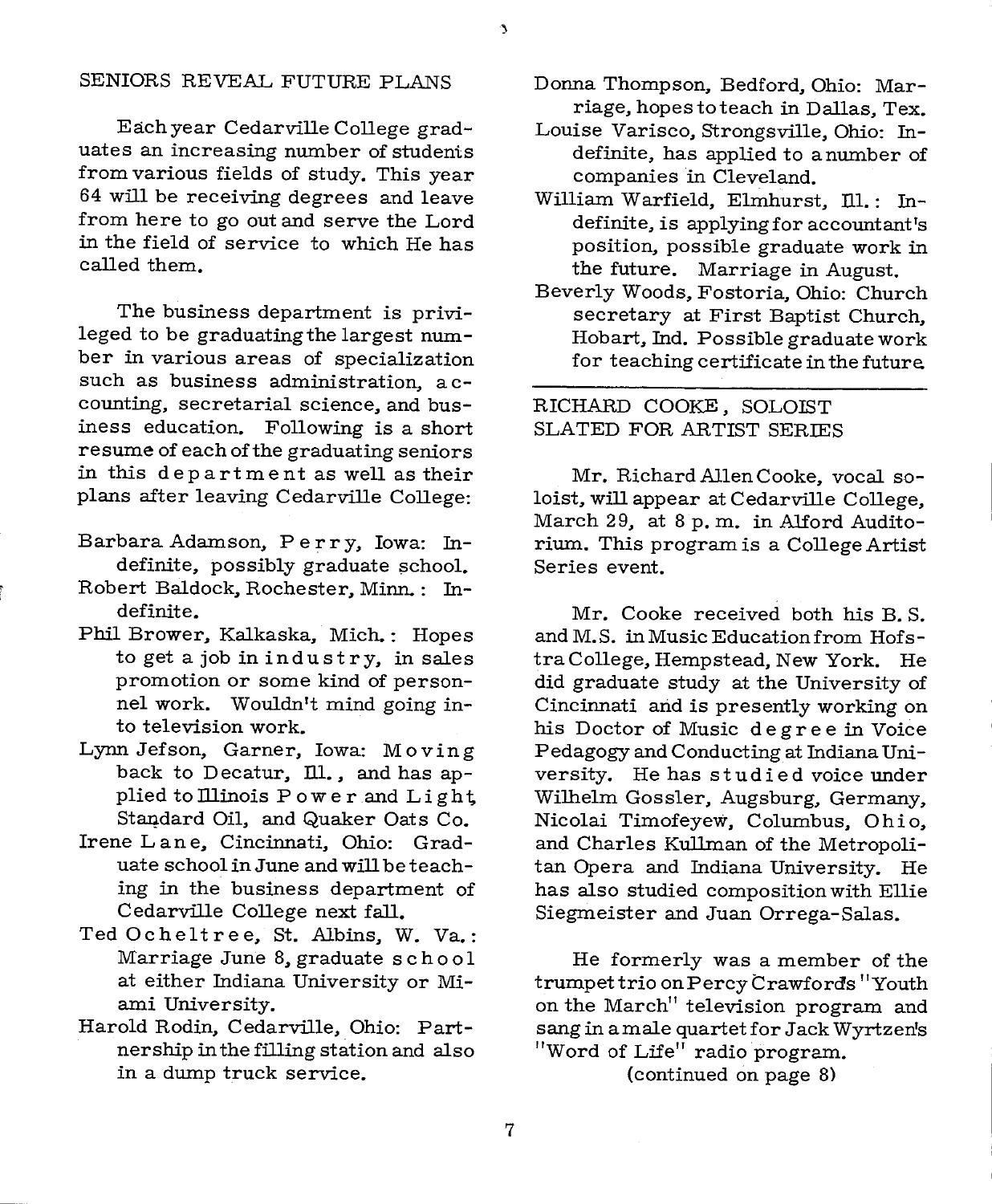## SENIORS REVEAL FUTURE PLANS

Each year Cedarville College graduates an increasing number of students from various fields of study. This year 64 will be receiving degrees and leave from here to go out and serve the Lord in the field of service to which He has called them.

The business department is privileged to be graduating the largest number in various areas of specialization such as business administration, accounting, secretarial science, and business education. Following is a short resume of each of the graduating seniors in this department as well as their plans after leaving Cedarville College:

Barbara Adamson, Perry, Iowa: Indefinite, possibly graduate school.
Robert Baldock, Rochester, Minn.: Indefinite.
Phil Brower, Kalkaska, Mich.: Hopes to get a job in industry, in sales promotion or some kind of personnel work. Wouldn't mind going into television work.
Lynn Jefson, Garner, Iowa: Moving back to Decatur, Ill., and has applied to Illinois Power and Light, Standard Oil, and Quaker Oats Co.
Irene Lane, Cincinnati, Ohio: Graduate school in June and will be teaching in the business department of Cedarville College next fall.
Ted Ocheltree, St. Albins, W. Va.: Marriage June 8, graduate school at either Indiana University or Miami University.
Harold Rodin, Cedarville, Ohio: Partnership in the filling station and also in a dump truck service.
Donna Thompson, Bedford, Ohio: Marriage, hopes to teach in Dallas, Tex.
Louise Varisco, Strongsville, Ohio: Indefinite, has applied to a number of companies in Cleveland.
William Warfield, Elmhurst, Ill.: Indefinite, is applying for accountant's position, possible graduate work in the future. Marriage in August.
Beverly Woods, Fostoria, Ohio: Church secretary at First Baptist Church, Hobart, Ind. Possible graduate work for teaching certificate in the future.

---

## RICHARD COOKE, SOLOIST SLATED FOR ARTIST SERIES

Mr. Richard Allen Cooke, vocal soloist, will appear at Cedarville College, March 29, at 8 p.m. in Alford Auditorium. This program is a College Artist Series event.

Mr. Cooke received both his B.S. and M.S. in Music Education from Hofstra College, Hempstead, New York. He did graduate study at the University of Cincinnati and is presently working on his Doctor of Music degree in Voice Pedagogy and Conducting at Indiana University. He has studied voice under Wilhelm Gossler, Augsburg, Germany, Nicolai Timofeyew, Columbus, Ohio, and Charles Kullman of the Metropolitan Opera and Indiana University. He has also studied composition with Ellie Siegmeister and Juan Orrega-Salas.

He formerly was a member of the trumpet trio on Percy Crawford's "Youth on the March" television program and sang in a male quartet for Jack Wyrtzen's "Word of Life" radio program.

(continued on page 8)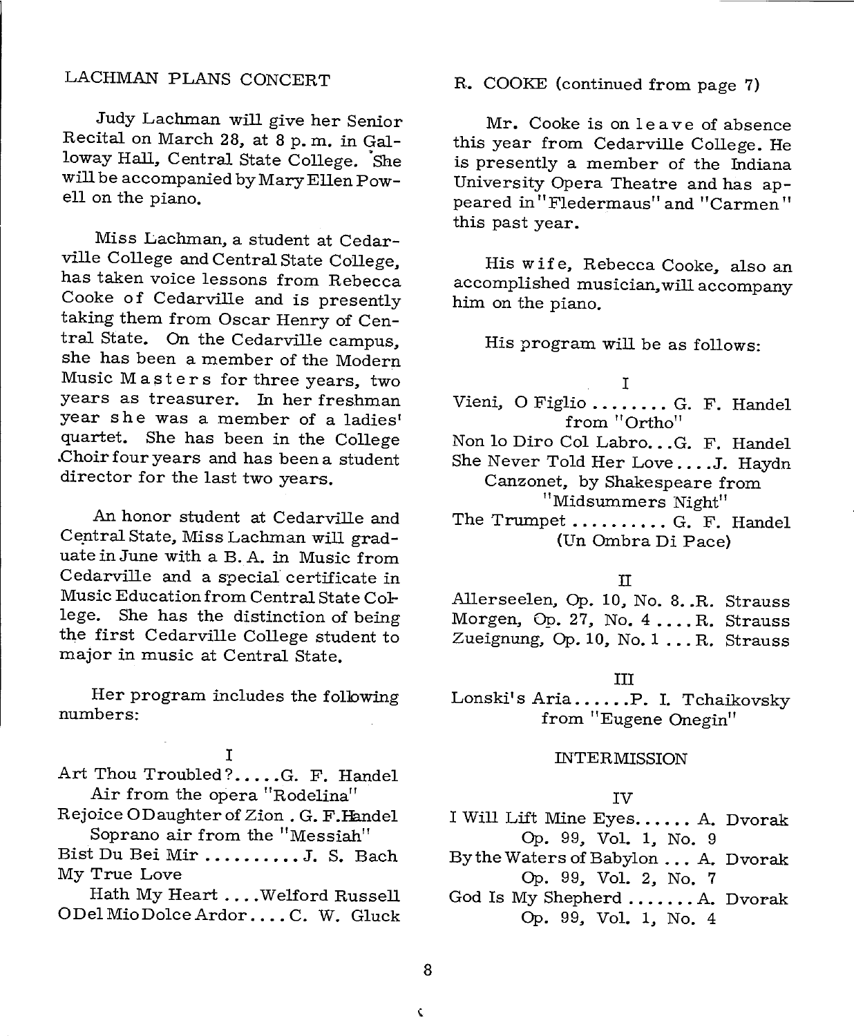## LACHMAN PLANS CONCERT

Judy Lachman will give her Senior Recital on March 28, at 8 p.m. in Galloway Hall, Central State College. She will be accompanied by Mary Ellen Powell on the piano.

Miss Lachman, a student at Cedarville College and Central State College, has taken voice lessons from Rebecca Cooke of Cedarville and is presently taking them from Oscar Henry of Central State. On the Cedarville campus, she has been a member of the Modern Music Masters for three years, two years as treasurer. In her freshman year she was a member of a ladies' quartet. She has been in the College Choir four years and has been a student director for the last two years.

An honor student at Cedarville and Central State, Miss Lachman will graduate in June with a B. A. in Music from Cedarville and a special certificate in Music Education from Central State College. She has the distinction of being the first Cedarville College student to major in music at Central State.

Her program includes the following numbers:

I

Art Thou Troubled? . . . . . G. F. Handel
Air from the opera "Rodelina"
Rejoice O Daughter of Zion . G. F. Handel
Soprano air from the "Messiah"
Bist Du Bei Mir . . . . . . . . . . J. S. Bach
My True Love
Hath My Heart . . . . Welford Russell
O Del Mio Dolce Ardor . . . . C. W. Gluck

## R. COOKE (continued from page 7)

Mr. Cooke is on leave of absence this year from Cedarville College. He is presently a member of the Indiana University Opera Theatre and has appeared in "Fledermaus" and "Carmen" this past year.

His wife, Rebecca Cooke, also an accomplished musician, will accompany him on the piano.

His program will be as follows:

I

Vieni, O Figlio . . . . . . . . G. F. Handel
from "Ortho"
Non lo Diro Col Labro. . . G. F. Handel
She Never Told Her Love . . . . J. Haydn
Canzonet, by Shakespeare from "Midsummers Night"
The Trumpet . . . . . . . . . . G. F. Handel
(Un Ombra Di Pace)

II

Allerseelen, Op. 10, No. 8. . R. Strauss
Morgen, Op. 27, No. 4 . . . . R. Strauss
Zueignung, Op. 10, No. 1 . . . R. Strauss

III

Lonski's Aria . . . . . . P. I. Tchaikovsky
from "Eugene Onegin"

INTERMISSION

IV

I Will Lift Mine Eyes. . . . . . A. Dvorak
Op. 99, Vol. 1, No. 9
By the Waters of Babylon . . . A. Dvorak
Op. 99, Vol. 2, No. 7
God Is My Shepherd . . . . . . . A. Dvorak
Op. 99, Vol. 1, No. 4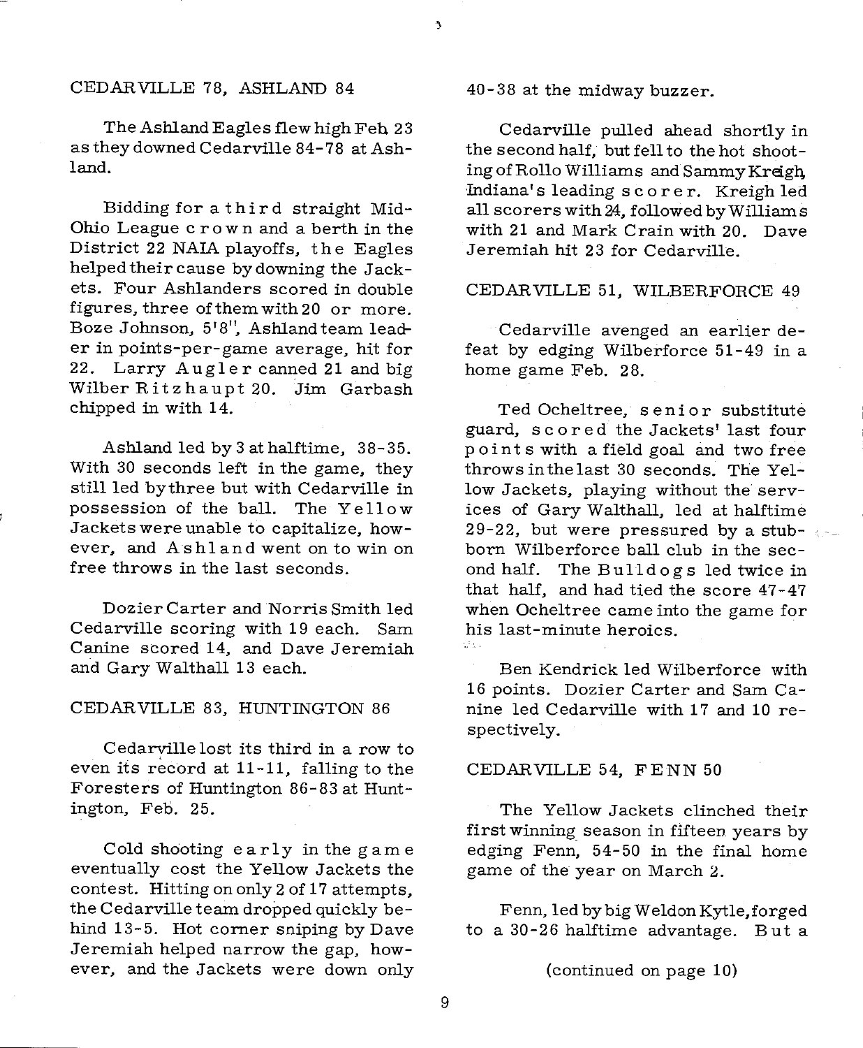## CEDARVILLE 78, ASHLAND 84

The Ashland Eagles flew high Feb. 23 as they downed Cedarville 84-78 at Ashland.

Bidding for a third straight Mid-Ohio League crown and a berth in the District 22 NAIA playoffs, the Eagles helped their cause by downing the Jackets. Four Ashlanders scored in double figures, three of them with 20 or more. Boze Johnson, 5'8", Ashland team leader in points-per-game average, hit for 22. Larry Augler canned 21 and big Wilber Ritzhaupt 20. Jim Garbash chipped in with 14.

Ashland led by 3 at halftime, 38-35. With 30 seconds left in the game, they still led by three but with Cedarville in possession of the ball. The Yellow Jackets were unable to capitalize, however, and Ashland went on to win on free throws in the last seconds.

Dozier Carter and Norris Smith led Cedarville scoring with 19 each. Sam Canine scored 14, and Dave Jeremiah and Gary Walthall 13 each.

## CEDARVILLE 83, HUNTINGTON 86

Cedarville lost its third in a row to even its record at 11-11, falling to the Foresters of Huntington 86-83 at Huntington, Feb. 25.

Cold shooting early in the game eventually cost the Yellow Jackets the contest. Hitting on only 2 of 17 attempts, the Cedarville team dropped quickly behind 13-5. Hot corner sniping by Dave Jeremiah helped narrow the gap, however, and the Jackets were down only 40-38 at the midway buzzer.

Cedarville pulled ahead shortly in the second half, but fell to the hot shooting of Rollo Williams and Sammy Kreigh, Indiana's leading scorer. Kreigh led all scorers with 24, followed by Williams with 21 and Mark Crain with 20. Dave Jeremiah hit 23 for Cedarville.

## CEDARVILLE 51, WILBERFORCE 49

Cedarville avenged an earlier defeat by edging Wilberforce 51-49 in a home game Feb. 28.

Ted Ocheltree, senior substitute guard, scored the Jackets' last four points with a field goal and two free throws in the last 30 seconds. The Yellow Jackets, playing without the services of Gary Walthall, led at halftime 29-22, but were pressured by a stubborn Wilberforce ball club in the second half. The Bulldogs led twice in that half, and had tied the score 47-47 when Ocheltree came into the game for his last-minute heroics.

Ben Kendrick led Wilberforce with 16 points. Dozier Carter and Sam Canine led Cedarville with 17 and 10 respectively.

## CEDARVILLE 54, FENN 50

The Yellow Jackets clinched their first winning season in fifteen years by edging Fenn, 54-50 in the final home game of the year on March 2.

Fenn, led by big Weldon Kytle, forged to a 30-26 halftime advantage. But a

(continued on page 10)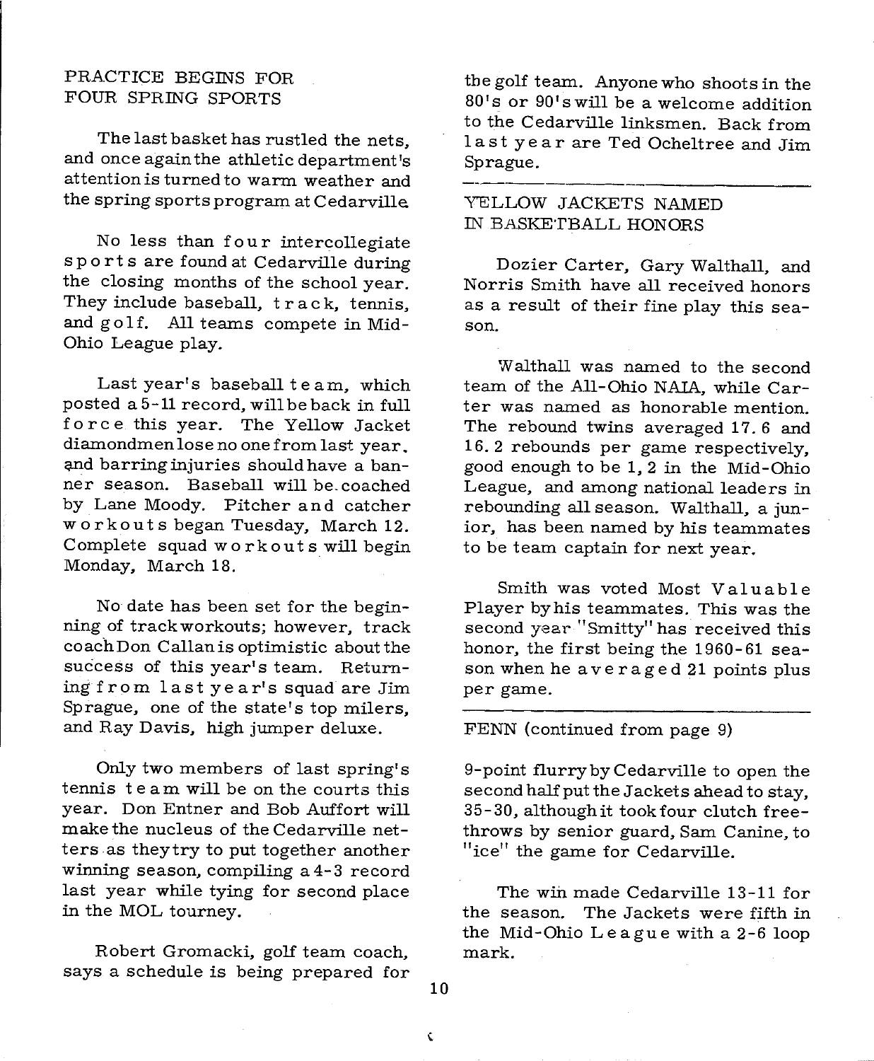## PRACTICE BEGINS FOR FOUR SPRING SPORTS

The last basket has rustled the nets, and once again the athletic department's attention is turned to warm weather and the spring sports program at Cedarville.

No less than four intercollegiate sports are found at Cedarville during the closing months of the school year. They include baseball, track, tennis, and golf. All teams compete in Mid-Ohio League play.

Last year's baseball team, which posted a 5-11 record, will be back in full force this year. The Yellow Jacket diamondmen lose no one from last year, and barring injuries should have a banner season. Baseball will be coached by Lane Moody. Pitcher and catcher workouts began Tuesday, March 12. Complete squad workouts will begin Monday, March 18.

No date has been set for the beginning of track workouts; however, track coach Don Callan is optimistic about the success of this year's team. Returning from last year's squad are Jim Sprague, one of the state's top milers, and Ray Davis, high jumper deluxe.

Only two members of last spring's tennis team will be on the courts this year. Don Entner and Bob Auffort will make the nucleus of the Cedarville netters as they try to put together another winning season, compiling a 4-3 record last year while tying for second place in the MOL tourney.

Robert Gromacki, golf team coach, says a schedule is being prepared for the golf team. Anyone who shoots in the 80's or 90's will be a welcome addition to the Cedarville linksmen. Back from last year are Ted Ocheltree and Jim Sprague.

---

## YELLOW JACKETS NAMED IN BASKETBALL HONORS

Dozier Carter, Gary Walthall, and Norris Smith have all received honors as a result of their fine play this season.

Walthall was named to the second team of the All-Ohio NAIA, while Carter was named as honorable mention. The rebound twins averaged 17.6 and 16.2 rebounds per game respectively, good enough to be 1, 2 in the Mid-Ohio League, and among national leaders in rebounding all season. Walthall, a junior, has been named by his teammates to be team captain for next year.

Smith was voted Most Valuable Player by his teammates. This was the second year "Smitty" has received this honor, the first being the 1960-61 season when he averaged 21 points plus per game.

---

FENN (continued from page 9)

9-point flurry by Cedarville to open the second half put the Jackets ahead to stay, 35-30, although it took four clutch free-throws by senior guard, Sam Canine, to "ice" the game for Cedarville.

The win made Cedarville 13-11 for the season. The Jackets were fifth in the Mid-Ohio League with a 2-6 loop mark.